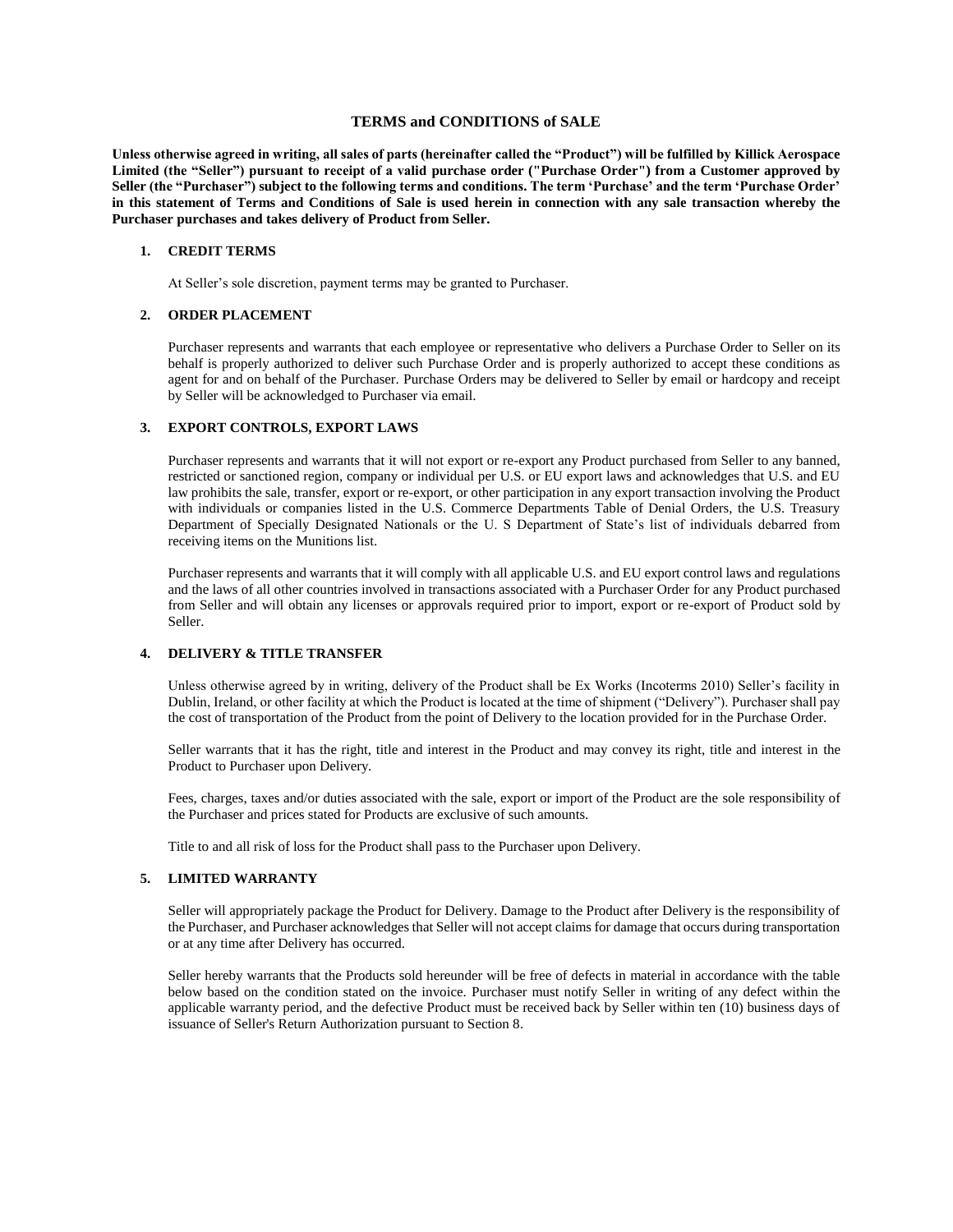# TERMS and CONDITIONS of SALE

**Unless otherwise agreed in writing, all sales of parts (hereinafter called the "Product") will be fulfilled by Killick Aerospace Limited (the "Seller") pursuant to receipt of a valid purchase order ("Purchase Order") from a Customer approved by Seller (the "Purchaser") subject to the following terms and conditions. The term 'Purchase' and the term 'Purchase Order' in this statement of Terms and Conditions of Sale is used herein in connection with any sale transaction whereby the Purchaser purchases and takes delivery of Product from Seller.**

## 1. CREDIT TERMS

At Seller's sole discretion, payment terms may be granted to Purchaser.

## 2. ORDER PLACEMENT

Purchaser represents and warrants that each employee or representative who delivers a Purchase Order to Seller on its behalf is properly authorized to deliver such Purchase Order and is properly authorized to accept these conditions as agent for and on behalf of the Purchaser. Purchase Orders may be delivered to Seller by email or hardcopy and receipt by Seller will be acknowledged to Purchaser via email.

## 3. EXPORT CONTROLS, EXPORT LAWS

Purchaser represents and warrants that it will not export or re-export any Product purchased from Seller to any banned, restricted or sanctioned region, company or individual per U.S. or EU export laws and acknowledges that U.S. and EU law prohibits the sale, transfer, export or re-export, or other participation in any export transaction involving the Product with individuals or companies listed in the U.S. Commerce Departments Table of Denial Orders, the U.S. Treasury Department of Specially Designated Nationals or the U. S Department of State's list of individuals debarred from receiving items on the Munitions list.

Purchaser represents and warrants that it will comply with all applicable U.S. and EU export control laws and regulations and the laws of all other countries involved in transactions associated with a Purchaser Order for any Product purchased from Seller and will obtain any licenses or approvals required prior to import, export or re-export of Product sold by Seller.

## 4. DELIVERY & TITLE TRANSFER

Unless otherwise agreed by in writing, delivery of the Product shall be Ex Works (Incoterms 2010) Seller's facility in Dublin, Ireland, or other facility at which the Product is located at the time of shipment ("Delivery"). Purchaser shall pay the cost of transportation of the Product from the point of Delivery to the location provided for in the Purchase Order.

Seller warrants that it has the right, title and interest in the Product and may convey its right, title and interest in the Product to Purchaser upon Delivery.

Fees, charges, taxes and/or duties associated with the sale, export or import of the Product are the sole responsibility of the Purchaser and prices stated for Products are exclusive of such amounts.

Title to and all risk of loss for the Product shall pass to the Purchaser upon Delivery.

## 5. LIMITED WARRANTY

Seller will appropriately package the Product for Delivery. Damage to the Product after Delivery is the responsibility of the Purchaser, and Purchaser acknowledges that Seller will not accept claims for damage that occurs during transportation or at any time after Delivery has occurred.

Seller hereby warrants that the Products sold hereunder will be free of defects in material in accordance with the table below based on the condition stated on the invoice. Purchaser must notify Seller in writing of any defect within the applicable warranty period, and the defective Product must be received back by Seller within ten (10) business days of issuance of Seller's Return Authorization pursuant to Section 8.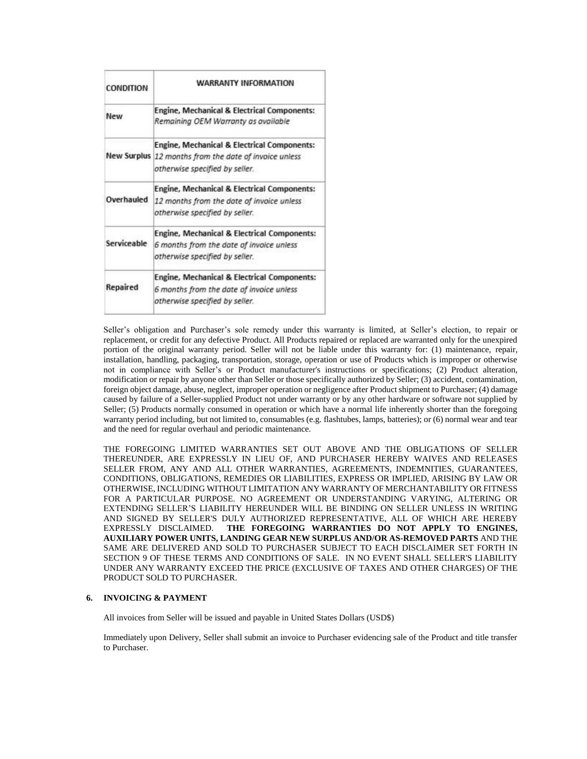| CONDITION | WARRANTY INFORMATION |
|---|---|
| New | **Engine, Mechanical & Electrical Components:** *Remaining OEM Warranty as available* |
| New Surplus | **Engine, Mechanical & Electrical Components:** *12 months from the date of invoice unless otherwise specified by seller.* |
| Overhauled | **Engine, Mechanical & Electrical Components:** *12 months from the date of invoice unless otherwise specified by seller.* |
| Serviceable | **Engine, Mechanical & Electrical Components:** *6 months from the date of invoice unless otherwise specified by seller.* |
| Repaired | **Engine, Mechanical & Electrical Components:** *6 months from the date of invoice unless otherwise specified by seller.* |

Seller's obligation and Purchaser's sole remedy under this warranty is limited, at Seller's election, to repair or replacement, or credit for any defective Product. All Products repaired or replaced are warranted only for the unexpired portion of the original warranty period. Seller will not be liable under this warranty for: (1) maintenance, repair, installation, handling, packaging, transportation, storage, operation or use of Products which is improper or otherwise not in compliance with Seller's or Product manufacturer's instructions or specifications; (2) Product alteration, modification or repair by anyone other than Seller or those specifically authorized by Seller; (3) accident, contamination, foreign object damage, abuse, neglect, improper operation or negligence after Product shipment to Purchaser; (4) damage caused by failure of a Seller-supplied Product not under warranty or by any other hardware or software not supplied by Seller; (5) Products normally consumed in operation or which have a normal life inherently shorter than the foregoing warranty period including, but not limited to, consumables (e.g. flashtubes, lamps, batteries); or (6) normal wear and tear and the need for regular overhaul and periodic maintenance.

THE FOREGOING LIMITED WARRANTIES SET OUT ABOVE AND THE OBLIGATIONS OF SELLER THEREUNDER, ARE EXPRESSLY IN LIEU OF, AND PURCHASER HEREBY WAIVES AND RELEASES SELLER FROM, ANY AND ALL OTHER WARRANTIES, AGREEMENTS, INDEMNITIES, GUARANTEES, CONDITIONS, OBLIGATIONS, REMEDIES OR LIABILITIES, EXPRESS OR IMPLIED, ARISING BY LAW OR OTHERWISE, INCLUDING WITHOUT LIMITATION ANY WARRANTY OF MERCHANTABILITY OR FITNESS FOR A PARTICULAR PURPOSE. NO AGREEMENT OR UNDERSTANDING VARYING, ALTERING OR EXTENDING SELLER'S LIABILITY HEREUNDER WILL BE BINDING ON SELLER UNLESS IN WRITING AND SIGNED BY SELLER'S DULY AUTHORIZED REPRESENTATIVE, ALL OF WHICH ARE HEREBY EXPRESSLY DISCLAIMED. **THE FOREGOING WARRANTIES DO NOT APPLY TO ENGINES, AUXILIARY POWER UNITS, LANDING GEAR NEW SURPLUS AND/OR AS-REMOVED PARTS** AND THE SAME ARE DELIVERED AND SOLD TO PURCHASER SUBJECT TO EACH DISCLAIMER SET FORTH IN SECTION 9 OF THESE TERMS AND CONDITIONS OF SALE. IN NO EVENT SHALL SELLER'S LIABILITY UNDER ANY WARRANTY EXCEED THE PRICE (EXCLUSIVE OF TAXES AND OTHER CHARGES) OF THE PRODUCT SOLD TO PURCHASER.

## 6. INVOICING & PAYMENT

All invoices from Seller will be issued and payable in United States Dollars (USD$)

Immediately upon Delivery, Seller shall submit an invoice to Purchaser evidencing sale of the Product and title transfer to Purchaser.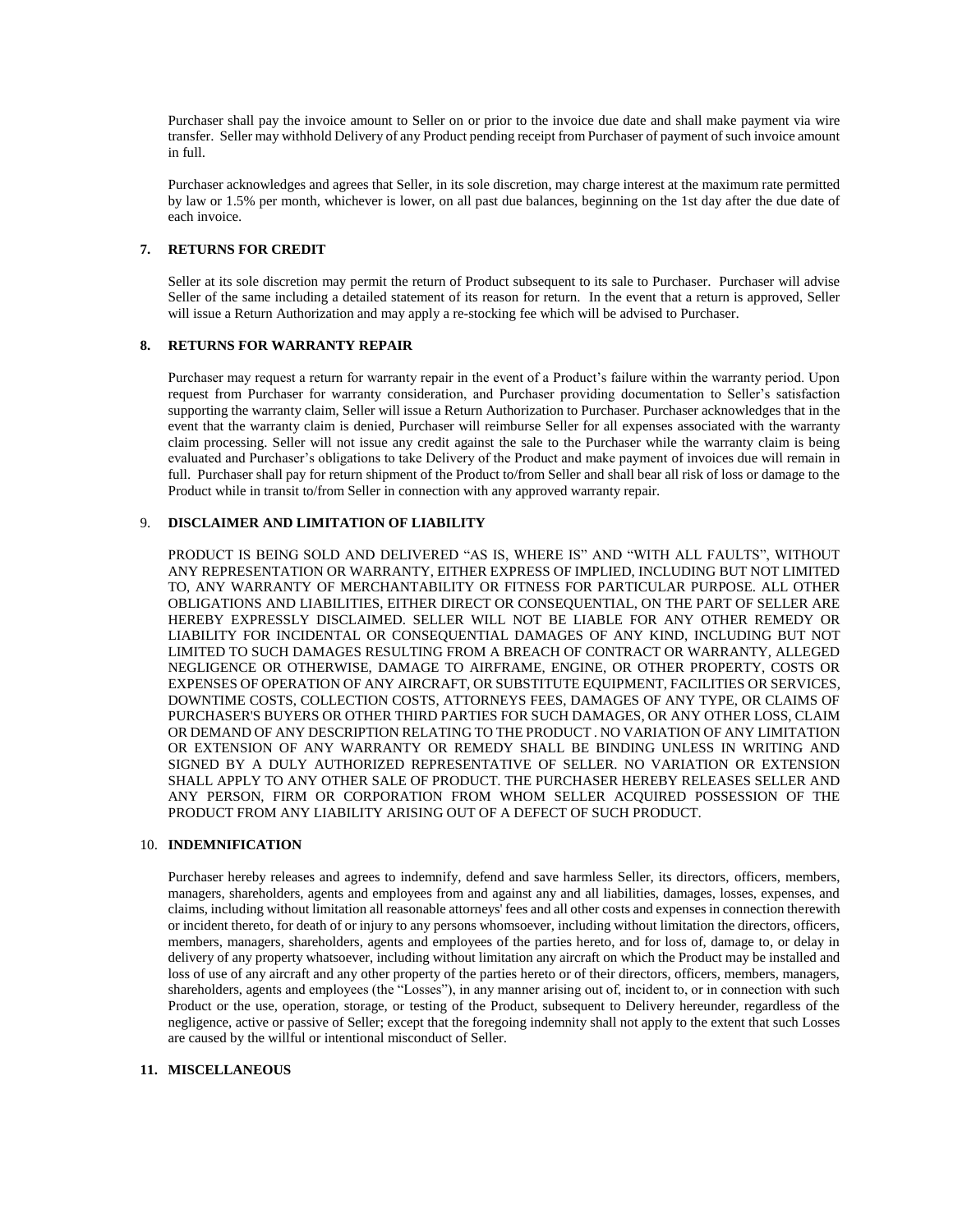Purchaser shall pay the invoice amount to Seller on or prior to the invoice due date and shall make payment via wire transfer. Seller may withhold Delivery of any Product pending receipt from Purchaser of payment of such invoice amount in full.

Purchaser acknowledges and agrees that Seller, in its sole discretion, may charge interest at the maximum rate permitted by law or 1.5% per month, whichever is lower, on all past due balances, beginning on the 1st day after the due date of each invoice.

**7. RETURNS FOR CREDIT**

Seller at its sole discretion may permit the return of Product subsequent to its sale to Purchaser. Purchaser will advise Seller of the same including a detailed statement of its reason for return. In the event that a return is approved, Seller will issue a Return Authorization and may apply a re-stocking fee which will be advised to Purchaser.

**8. RETURNS FOR WARRANTY REPAIR**

Purchaser may request a return for warranty repair in the event of a Product's failure within the warranty period. Upon request from Purchaser for warranty consideration, and Purchaser providing documentation to Seller's satisfaction supporting the warranty claim, Seller will issue a Return Authorization to Purchaser. Purchaser acknowledges that in the event that the warranty claim is denied, Purchaser will reimburse Seller for all expenses associated with the warranty claim processing. Seller will not issue any credit against the sale to the Purchaser while the warranty claim is being evaluated and Purchaser's obligations to take Delivery of the Product and make payment of invoices due will remain in full. Purchaser shall pay for return shipment of the Product to/from Seller and shall bear all risk of loss or damage to the Product while in transit to/from Seller in connection with any approved warranty repair.

9. **DISCLAIMER AND LIMITATION OF LIABILITY**

PRODUCT IS BEING SOLD AND DELIVERED "AS IS, WHERE IS" AND "WITH ALL FAULTS", WITHOUT ANY REPRESENTATION OR WARRANTY, EITHER EXPRESS OF IMPLIED, INCLUDING BUT NOT LIMITED TO, ANY WARRANTY OF MERCHANTABILITY OR FITNESS FOR PARTICULAR PURPOSE. ALL OTHER OBLIGATIONS AND LIABILITIES, EITHER DIRECT OR CONSEQUENTIAL, ON THE PART OF SELLER ARE HEREBY EXPRESSLY DISCLAIMED. SELLER WILL NOT BE LIABLE FOR ANY OTHER REMEDY OR LIABILITY FOR INCIDENTAL OR CONSEQUENTIAL DAMAGES OF ANY KIND, INCLUDING BUT NOT LIMITED TO SUCH DAMAGES RESULTING FROM A BREACH OF CONTRACT OR WARRANTY, ALLEGED NEGLIGENCE OR OTHERWISE, DAMAGE TO AIRFRAME, ENGINE, OR OTHER PROPERTY, COSTS OR EXPENSES OF OPERATION OF ANY AIRCRAFT, OR SUBSTITUTE EQUIPMENT, FACILITIES OR SERVICES, DOWNTIME COSTS, COLLECTION COSTS, ATTORNEYS FEES, DAMAGES OF ANY TYPE, OR CLAIMS OF PURCHASER'S BUYERS OR OTHER THIRD PARTIES FOR SUCH DAMAGES, OR ANY OTHER LOSS, CLAIM OR DEMAND OF ANY DESCRIPTION RELATING TO THE PRODUCT . NO VARIATION OF ANY LIMITATION OR EXTENSION OF ANY WARRANTY OR REMEDY SHALL BE BINDING UNLESS IN WRITING AND SIGNED BY A DULY AUTHORIZED REPRESENTATIVE OF SELLER. NO VARIATION OR EXTENSION SHALL APPLY TO ANY OTHER SALE OF PRODUCT. THE PURCHASER HEREBY RELEASES SELLER AND ANY PERSON, FIRM OR CORPORATION FROM WHOM SELLER ACQUIRED POSSESSION OF THE PRODUCT FROM ANY LIABILITY ARISING OUT OF A DEFECT OF SUCH PRODUCT.

10. **INDEMNIFICATION**

Purchaser hereby releases and agrees to indemnify, defend and save harmless Seller, its directors, officers, members, managers, shareholders, agents and employees from and against any and all liabilities, damages, losses, expenses, and claims, including without limitation all reasonable attorneys' fees and all other costs and expenses in connection therewith or incident thereto, for death of or injury to any persons whomsoever, including without limitation the directors, officers, members, managers, shareholders, agents and employees of the parties hereto, and for loss of, damage to, or delay in delivery of any property whatsoever, including without limitation any aircraft on which the Product may be installed and loss of use of any aircraft and any other property of the parties hereto or of their directors, officers, members, managers, shareholders, agents and employees (the "Losses"), in any manner arising out of, incident to, or in connection with such Product or the use, operation, storage, or testing of the Product, subsequent to Delivery hereunder, regardless of the negligence, active or passive of Seller; except that the foregoing indemnity shall not apply to the extent that such Losses are caused by the willful or intentional misconduct of Seller.

**11. MISCELLANEOUS**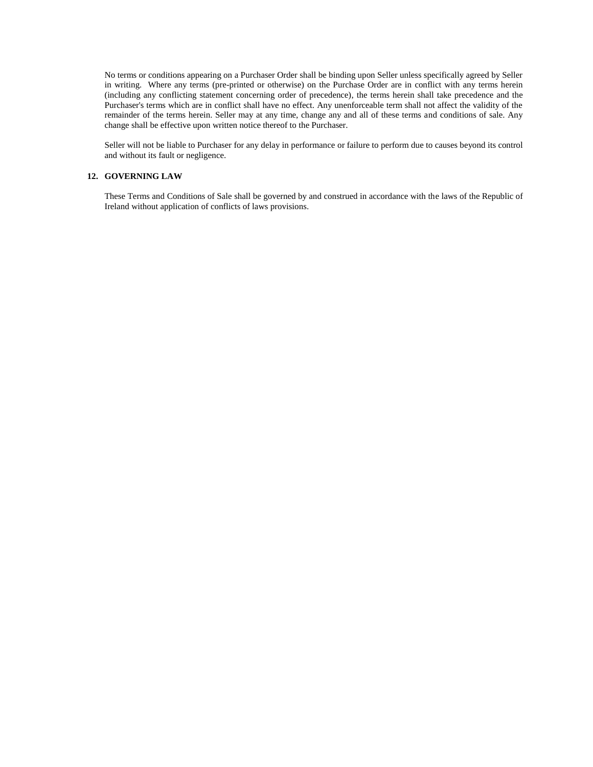No terms or conditions appearing on a Purchaser Order shall be binding upon Seller unless specifically agreed by Seller in writing. Where any terms (pre-printed or otherwise) on the Purchase Order are in conflict with any terms herein (including any conflicting statement concerning order of precedence), the terms herein shall take precedence and the Purchaser's terms which are in conflict shall have no effect. Any unenforceable term shall not affect the validity of the remainder of the terms herein. Seller may at any time, change any and all of these terms and conditions of sale. Any change shall be effective upon written notice thereof to the Purchaser.

Seller will not be liable to Purchaser for any delay in performance or failure to perform due to causes beyond its control and without its fault or negligence.

**12. GOVERNING LAW**

These Terms and Conditions of Sale shall be governed by and construed in accordance with the laws of the Republic of Ireland without application of conflicts of laws provisions.